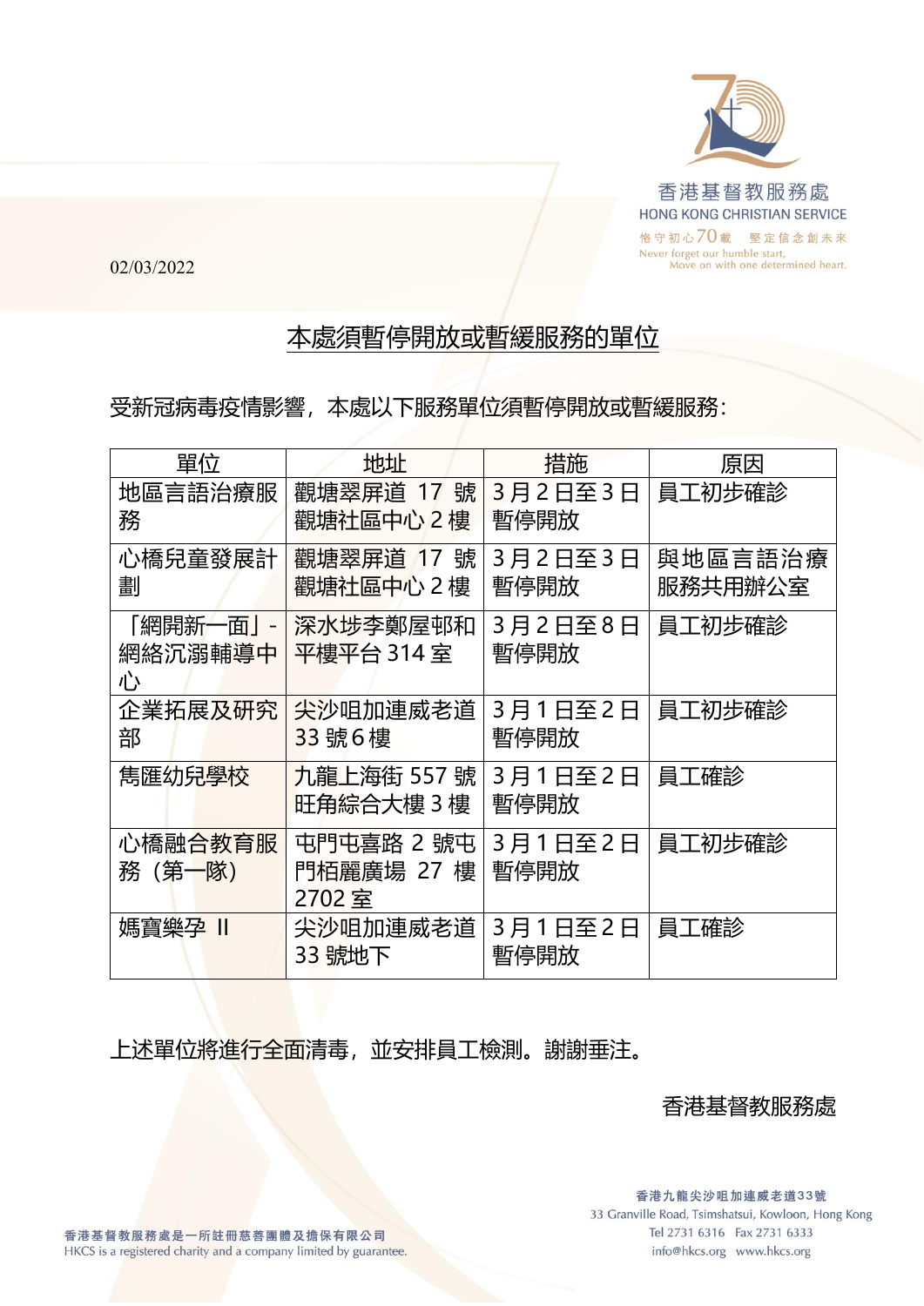香港基督教服務處
HONG KONG CHRISTIAN SERVICE
恪守初心70載　堅定信念創未來
Never forget our humble start,
Move on with one determined heart.

02/03/2022

## 本處須暫停開放或暫緩服務的單位

受新冠病毒疫情影響，本處以下服務單位須暫停開放或暫緩服務：

| 單位 | 地址 | 措施 | 原因 |
|---|---|---|---|
| 地區言語治療服務 | 觀塘翠屏道 17 號觀塘社區中心 2 樓 | 3 月 2 日至 3 日暫停開放 | 員工初步確診 |
| 心橋兒童發展計劃 | 觀塘翠屏道 17 號觀塘社區中心 2 樓 | 3 月 2 日至 3 日暫停開放 | 與地區言語治療服務共用辦公室 |
| 「網開新一面」-網絡沉溺輔導中心 | 深水埗李鄭屋邨和平樓平台 314 室 | 3 月 2 日至 8 日暫停開放 | 員工初步確診 |
| 企業拓展及研究部 | 尖沙咀加連威老道 33 號 6 樓 | 3 月 1 日至 2 日暫停開放 | 員工初步確診 |
| 雋匯幼兒學校 | 九龍上海街 557 號旺角綜合大樓 3 樓 | 3 月 1 日至 2 日暫停開放 | 員工確診 |
| 心橋融合教育服務（第一隊） | 屯門屯喜路 2 號屯門栢麗廣場 27 樓 2702 室 | 3 月 1 日至 2 日暫停開放 | 員工初步確診 |
| 媽寶樂孕 II | 尖沙咀加連威老道 33 號地下 | 3 月 1 日至 2 日暫停開放 | 員工確診 |

上述單位將進行全面清毒，並安排員工檢測。謝謝垂注。

香港基督教服務處

香港基督教服務處是一所註冊慈善團體及擔保有限公司
HKCS is a registered charity and a company limited by guarantee.

香港九龍尖沙咀加連威老道33號
33 Granville Road, Tsimshatsui, Kowloon, Hong Kong
Tel 2731 6316　Fax 2731 6333
info@hkcs.org　www.hkcs.org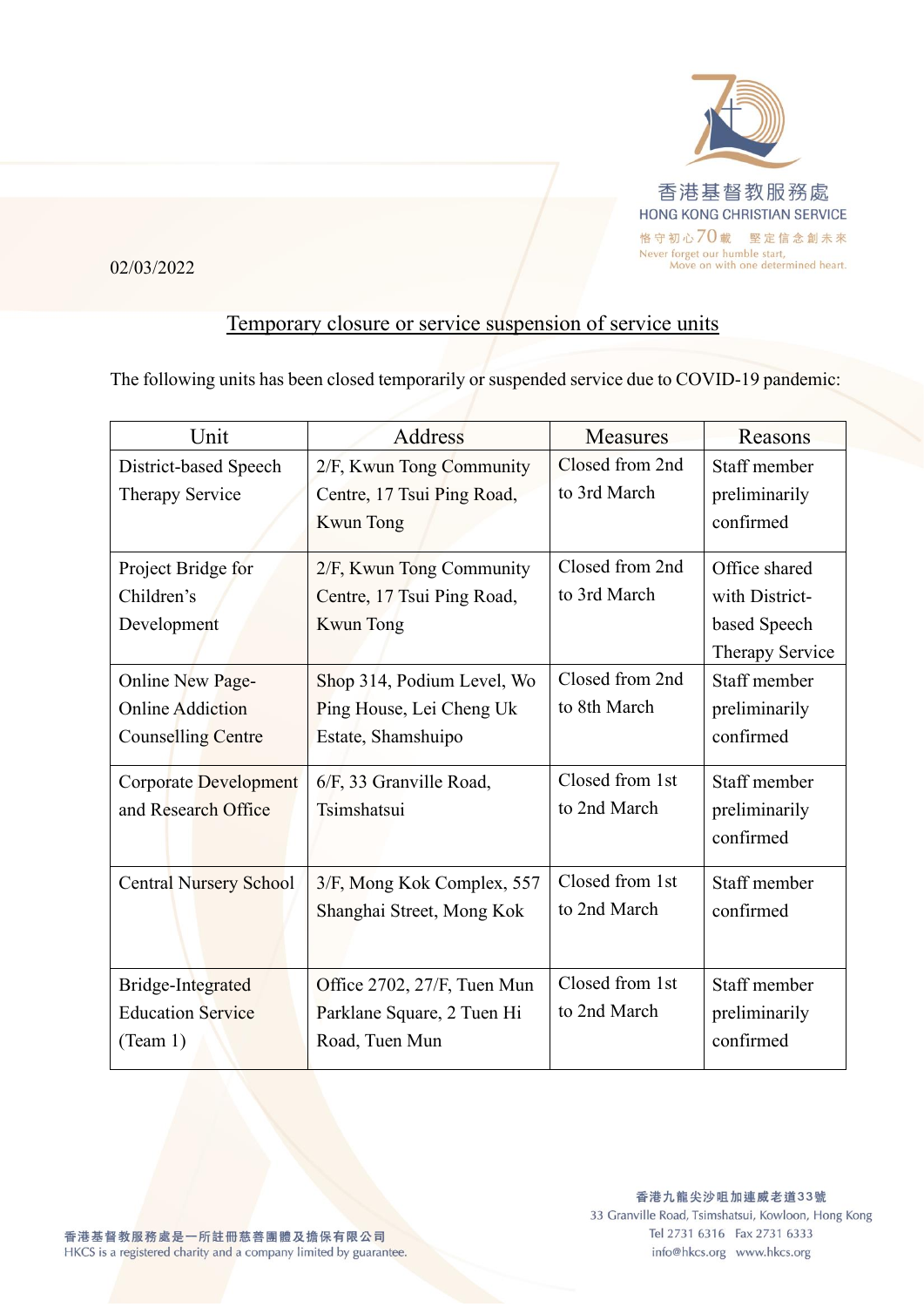02/03/2022

## Temporary closure or service suspension of service units

The following units has been closed temporarily or suspended service due to COVID-19 pandemic:

| Unit | Address | Measures | Reasons |
|---|---|---|---|
| District-based Speech Therapy Service | 2/F, Kwun Tong Community Centre, 17 Tsui Ping Road, Kwun Tong | Closed from 2nd to 3rd March | Staff member preliminarily confirmed |
| Project Bridge for Children's Development | 2/F, Kwun Tong Community Centre, 17 Tsui Ping Road, Kwun Tong | Closed from 2nd to 3rd March | Office shared with District-based Speech Therapy Service |
| Online New Page-Online Addiction Counselling Centre | Shop 314, Podium Level, Wo Ping House, Lei Cheng Uk Estate, Shamshuipo | Closed from 2nd to 8th March | Staff member preliminarily confirmed |
| Corporate Development and Research Office | 6/F, 33 Granville Road, Tsimshatsui | Closed from 1st to 2nd March | Staff member preliminarily confirmed |
| Central Nursery School | 3/F, Mong Kok Complex, 557 Shanghai Street, Mong Kok | Closed from 1st to 2nd March | Staff member confirmed |
| Bridge-Integrated Education Service (Team 1) | Office 2702, 27/F, Tuen Mun Parklane Square, 2 Tuen Hi Road, Tuen Mun | Closed from 1st to 2nd March | Staff member preliminarily confirmed |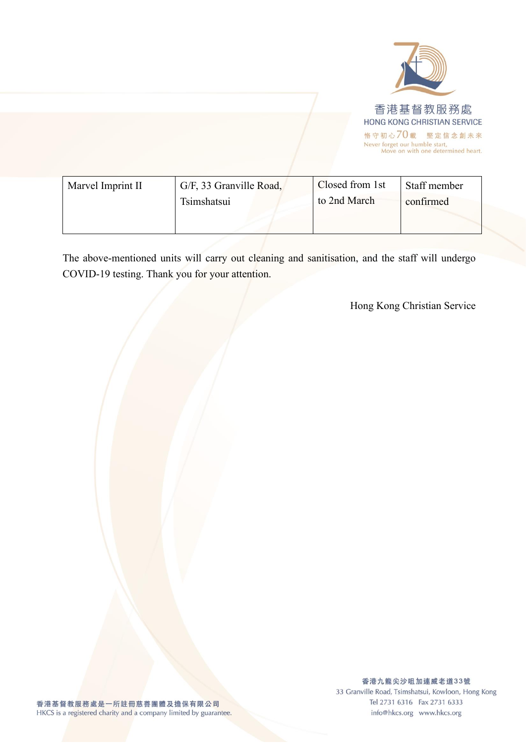| | | | |
|---|---|---|---|
| Marvel Imprint II | G/F, 33 Granville Road, Tsimshatsui | Closed from 1st to 2nd March | Staff member confirmed |

The above-mentioned units will carry out cleaning and sanitisation, and the staff will undergo COVID-19 testing. Thank you for your attention.

Hong Kong Christian Service